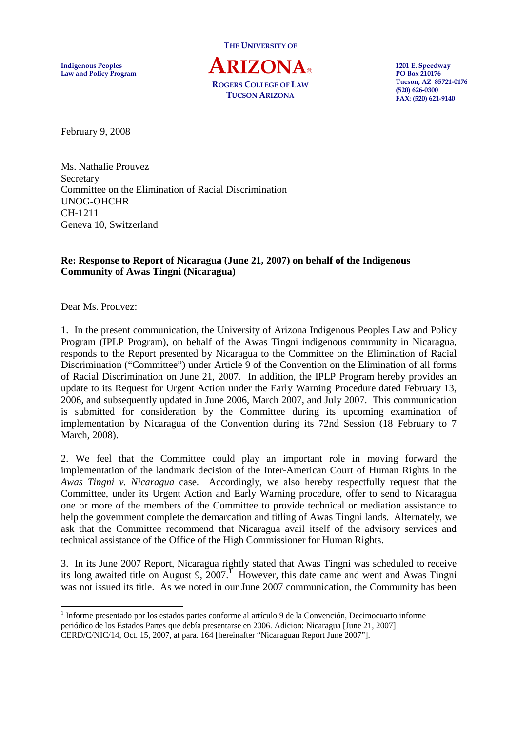Indigenous Peoples
Law and Policy Program

THE UNIVERSITY OF
**ARIZONA**®
ROGERS COLLEGE OF LAW
TUCSON ARIZONA

1201 E. Speedway
PO Box 210176
Tucson, AZ 85721-0176
(520) 626-0300
FAX: (520) 621-9140

February 9, 2008

Ms. Nathalie Prouvez
Secretary
Committee on the Elimination of Racial Discrimination
UNOG-OHCHR
CH-1211
Geneva 10, Switzerland

**Re: Response to Report of Nicaragua (June 21, 2007) on behalf of the Indigenous Community of Awas Tingni (Nicaragua)**

Dear Ms. Prouvez:

1. In the present communication, the University of Arizona Indigenous Peoples Law and Policy Program (IPLP Program), on behalf of the Awas Tingni indigenous community in Nicaragua, responds to the Report presented by Nicaragua to the Committee on the Elimination of Racial Discrimination ("Committee") under Article 9 of the Convention on the Elimination of all forms of Racial Discrimination on June 21, 2007. In addition, the IPLP Program hereby provides an update to its Request for Urgent Action under the Early Warning Procedure dated February 13, 2006, and subsequently updated in June 2006, March 2007, and July 2007. This communication is submitted for consideration by the Committee during its upcoming examination of implementation by Nicaragua of the Convention during its 72nd Session (18 February to 7 March, 2008).

2. We feel that the Committee could play an important role in moving forward the implementation of the landmark decision of the Inter-American Court of Human Rights in the *Awas Tingni v. Nicaragua* case. Accordingly, we also hereby respectfully request that the Committee, under its Urgent Action and Early Warning procedure, offer to send to Nicaragua one or more of the members of the Committee to provide technical or mediation assistance to help the government complete the demarcation and titling of Awas Tingni lands. Alternately, we ask that the Committee recommend that Nicaragua avail itself of the advisory services and technical assistance of the Office of the High Commissioner for Human Rights.

3. In its June 2007 Report, Nicaragua rightly stated that Awas Tingni was scheduled to receive its long awaited title on August 9, 2007.[1] However, this date came and went and Awas Tingni was not issued its title. As we noted in our June 2007 communication, the Community has been

[1] Informe presentado por los estados partes conforme al artículo 9 de la Convención, Decimocuarto informe periódico de los Estados Partes que debía presentarse en 2006. Adicion: Nicaragua [June 21, 2007] CERD/C/NIC/14, Oct. 15, 2007, at para. 164 [hereinafter "Nicaraguan Report June 2007"].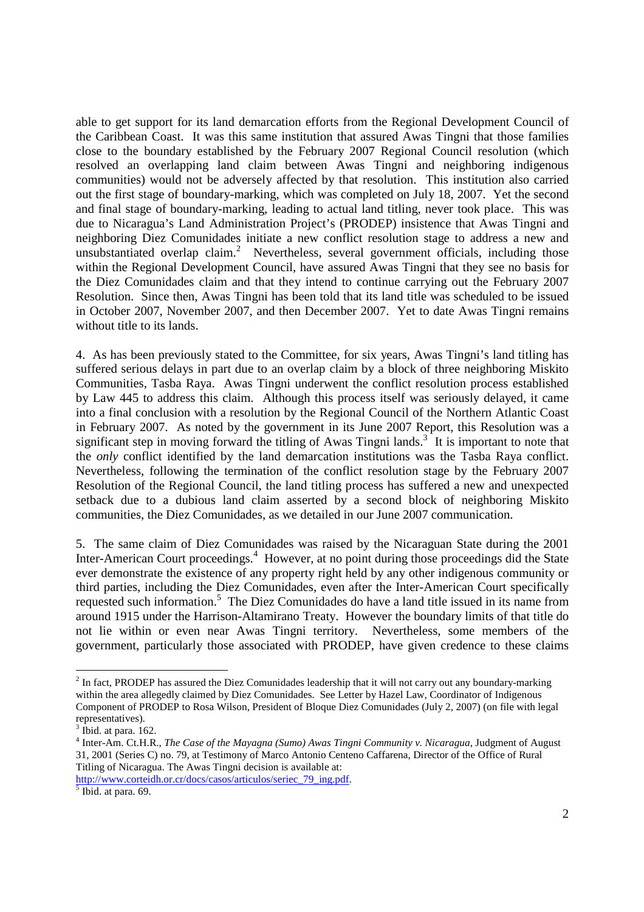able to get support for its land demarcation efforts from the Regional Development Council of the Caribbean Coast. It was this same institution that assured Awas Tingni that those families close to the boundary established by the February 2007 Regional Council resolution (which resolved an overlapping land claim between Awas Tingni and neighboring indigenous communities) would not be adversely affected by that resolution. This institution also carried out the first stage of boundary-marking, which was completed on July 18, 2007. Yet the second and final stage of boundary-marking, leading to actual land titling, never took place. This was due to Nicaragua's Land Administration Project's (PRODEP) insistence that Awas Tingni and neighboring Diez Comunidades initiate a new conflict resolution stage to address a new and unsubstantiated overlap claim.[2] Nevertheless, several government officials, including those within the Regional Development Council, have assured Awas Tingni that they see no basis for the Diez Comunidades claim and that they intend to continue carrying out the February 2007 Resolution. Since then, Awas Tingni has been told that its land title was scheduled to be issued in October 2007, November 2007, and then December 2007. Yet to date Awas Tingni remains without title to its lands.

4. As has been previously stated to the Committee, for six years, Awas Tingni's land titling has suffered serious delays in part due to an overlap claim by a block of three neighboring Miskito Communities, Tasba Raya. Awas Tingni underwent the conflict resolution process established by Law 445 to address this claim. Although this process itself was seriously delayed, it came into a final conclusion with a resolution by the Regional Council of the Northern Atlantic Coast in February 2007. As noted by the government in its June 2007 Report, this Resolution was a significant step in moving forward the titling of Awas Tingni lands.[3] It is important to note that the *only* conflict identified by the land demarcation institutions was the Tasba Raya conflict. Nevertheless, following the termination of the conflict resolution stage by the February 2007 Resolution of the Regional Council, the land titling process has suffered a new and unexpected setback due to a dubious land claim asserted by a second block of neighboring Miskito communities, the Diez Comunidades, as we detailed in our June 2007 communication.

5. The same claim of Diez Comunidades was raised by the Nicaraguan State during the 2001 Inter-American Court proceedings.[4] However, at no point during those proceedings did the State ever demonstrate the existence of any property right held by any other indigenous community or third parties, including the Diez Comunidades, even after the Inter-American Court specifically requested such information.[5] The Diez Comunidades do have a land title issued in its name from around 1915 under the Harrison-Altamirano Treaty. However the boundary limits of that title do not lie within or even near Awas Tingni territory. Nevertheless, some members of the government, particularly those associated with PRODEP, have given credence to these claims

---

[2] In fact, PRODEP has assured the Diez Comunidades leadership that it will not carry out any boundary-marking within the area allegedly claimed by Diez Comunidades. See Letter by Hazel Law, Coordinator of Indigenous Component of PRODEP to Rosa Wilson, President of Bloque Diez Comunidades (July 2, 2007) (on file with legal representatives).

[3] Ibid. at para. 162.

[4] Inter-Am. Ct.H.R., *The Case of the Mayagna (Sumo) Awas Tingni Community v. Nicaragua*, Judgment of August 31, 2001 (Series C) no. 79, at Testimony of Marco Antonio Centeno Caffarena, Director of the Office of Rural Titling of Nicaragua. The Awas Tingni decision is available at: http://www.corteidh.or.cr/docs/casos/articulos/seriec_79_ing.pdf.

[5] Ibid. at para. 69.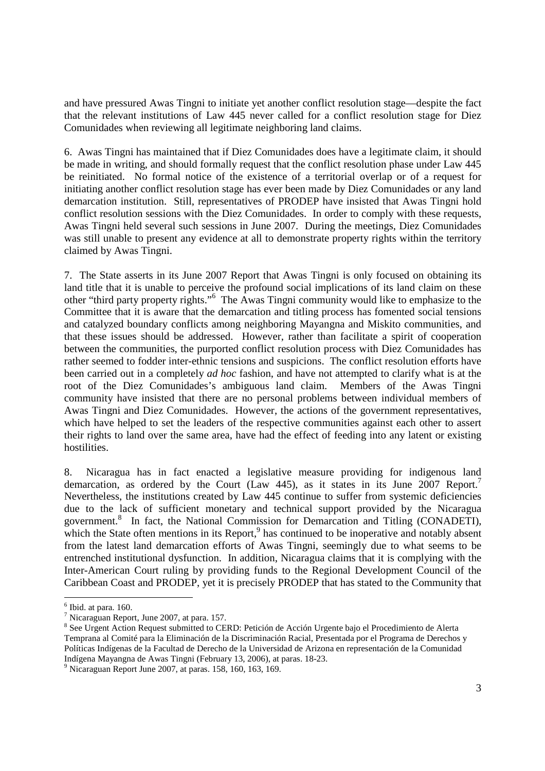and have pressured Awas Tingni to initiate yet another conflict resolution stage—despite the fact that the relevant institutions of Law 445 never called for a conflict resolution stage for Diez Comunidades when reviewing all legitimate neighboring land claims.

6. Awas Tingni has maintained that if Diez Comunidades does have a legitimate claim, it should be made in writing, and should formally request that the conflict resolution phase under Law 445 be reinitiated. No formal notice of the existence of a territorial overlap or of a request for initiating another conflict resolution stage has ever been made by Diez Comunidades or any land demarcation institution. Still, representatives of PRODEP have insisted that Awas Tingni hold conflict resolution sessions with the Diez Comunidades. In order to comply with these requests, Awas Tingni held several such sessions in June 2007. During the meetings, Diez Comunidades was still unable to present any evidence at all to demonstrate property rights within the territory claimed by Awas Tingni.

7. The State asserts in its June 2007 Report that Awas Tingni is only focused on obtaining its land title that it is unable to perceive the profound social implications of its land claim on these other "third party property rights."[6] The Awas Tingni community would like to emphasize to the Committee that it is aware that the demarcation and titling process has fomented social tensions and catalyzed boundary conflicts among neighboring Mayangna and Miskito communities, and that these issues should be addressed. However, rather than facilitate a spirit of cooperation between the communities, the purported conflict resolution process with Diez Comunidades has rather seemed to fodder inter-ethnic tensions and suspicions. The conflict resolution efforts have been carried out in a completely *ad hoc* fashion, and have not attempted to clarify what is at the root of the Diez Comunidades's ambiguous land claim. Members of the Awas Tingni community have insisted that there are no personal problems between individual members of Awas Tingni and Diez Comunidades. However, the actions of the government representatives, which have helped to set the leaders of the respective communities against each other to assert their rights to land over the same area, have had the effect of feeding into any latent or existing hostilities.

8. Nicaragua has in fact enacted a legislative measure providing for indigenous land demarcation, as ordered by the Court (Law 445), as it states in its June 2007 Report.[7] Nevertheless, the institutions created by Law 445 continue to suffer from systemic deficiencies due to the lack of sufficient monetary and technical support provided by the Nicaragua government.[8] In fact, the National Commission for Demarcation and Titling (CONADETI), which the State often mentions in its Report,[9] has continued to be inoperative and notably absent from the latest land demarcation efforts of Awas Tingni, seemingly due to what seems to be entrenched institutional dysfunction. In addition, Nicaragua claims that it is complying with the Inter-American Court ruling by providing funds to the Regional Development Council of the Caribbean Coast and PRODEP, yet it is precisely PRODEP that has stated to the Community that

---

[6] Ibid. at para. 160.

[7] Nicaraguan Report, June 2007, at para. 157.

[8] See Urgent Action Request submitted to CERD: Petición de Acción Urgente bajo el Procedimiento de Alerta Temprana al Comité para la Eliminación de la Discriminación Racial, Presentada por el Programa de Derechos y Políticas Indígenas de la Facultad de Derecho de la Universidad de Arizona en representación de la Comunidad Indígena Mayangna de Awas Tingni (February 13, 2006), at paras. 18-23.

[9] Nicaraguan Report June 2007, at paras. 158, 160, 163, 169.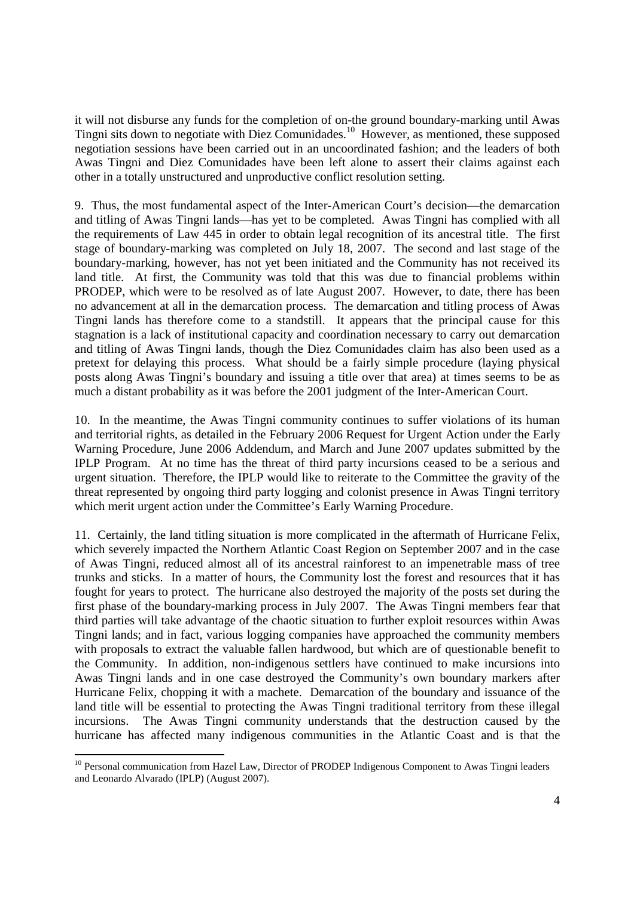it will not disburse any funds for the completion of on-the ground boundary-marking until Awas Tingni sits down to negotiate with Diez Comunidades.[10] However, as mentioned, these supposed negotiation sessions have been carried out in an uncoordinated fashion; and the leaders of both Awas Tingni and Diez Comunidades have been left alone to assert their claims against each other in a totally unstructured and unproductive conflict resolution setting.

9. Thus, the most fundamental aspect of the Inter-American Court's decision—the demarcation and titling of Awas Tingni lands—has yet to be completed. Awas Tingni has complied with all the requirements of Law 445 in order to obtain legal recognition of its ancestral title. The first stage of boundary-marking was completed on July 18, 2007. The second and last stage of the boundary-marking, however, has not yet been initiated and the Community has not received its land title. At first, the Community was told that this was due to financial problems within PRODEP, which were to be resolved as of late August 2007. However, to date, there has been no advancement at all in the demarcation process. The demarcation and titling process of Awas Tingni lands has therefore come to a standstill. It appears that the principal cause for this stagnation is a lack of institutional capacity and coordination necessary to carry out demarcation and titling of Awas Tingni lands, though the Diez Comunidades claim has also been used as a pretext for delaying this process. What should be a fairly simple procedure (laying physical posts along Awas Tingni's boundary and issuing a title over that area) at times seems to be as much a distant probability as it was before the 2001 judgment of the Inter-American Court.

10. In the meantime, the Awas Tingni community continues to suffer violations of its human and territorial rights, as detailed in the February 2006 Request for Urgent Action under the Early Warning Procedure, June 2006 Addendum, and March and June 2007 updates submitted by the IPLP Program. At no time has the threat of third party incursions ceased to be a serious and urgent situation. Therefore, the IPLP would like to reiterate to the Committee the gravity of the threat represented by ongoing third party logging and colonist presence in Awas Tingni territory which merit urgent action under the Committee's Early Warning Procedure.

11. Certainly, the land titling situation is more complicated in the aftermath of Hurricane Felix, which severely impacted the Northern Atlantic Coast Region on September 2007 and in the case of Awas Tingni, reduced almost all of its ancestral rainforest to an impenetrable mass of tree trunks and sticks. In a matter of hours, the Community lost the forest and resources that it has fought for years to protect. The hurricane also destroyed the majority of the posts set during the first phase of the boundary-marking process in July 2007. The Awas Tingni members fear that third parties will take advantage of the chaotic situation to further exploit resources within Awas Tingni lands; and in fact, various logging companies have approached the community members with proposals to extract the valuable fallen hardwood, but which are of questionable benefit to the Community. In addition, non-indigenous settlers have continued to make incursions into Awas Tingni lands and in one case destroyed the Community's own boundary markers after Hurricane Felix, chopping it with a machete. Demarcation of the boundary and issuance of the land title will be essential to protecting the Awas Tingni traditional territory from these illegal incursions. The Awas Tingni community understands that the destruction caused by the hurricane has affected many indigenous communities in the Atlantic Coast and is that the

[10] Personal communication from Hazel Law, Director of PRODEP Indigenous Component to Awas Tingni leaders and Leonardo Alvarado (IPLP) (August 2007).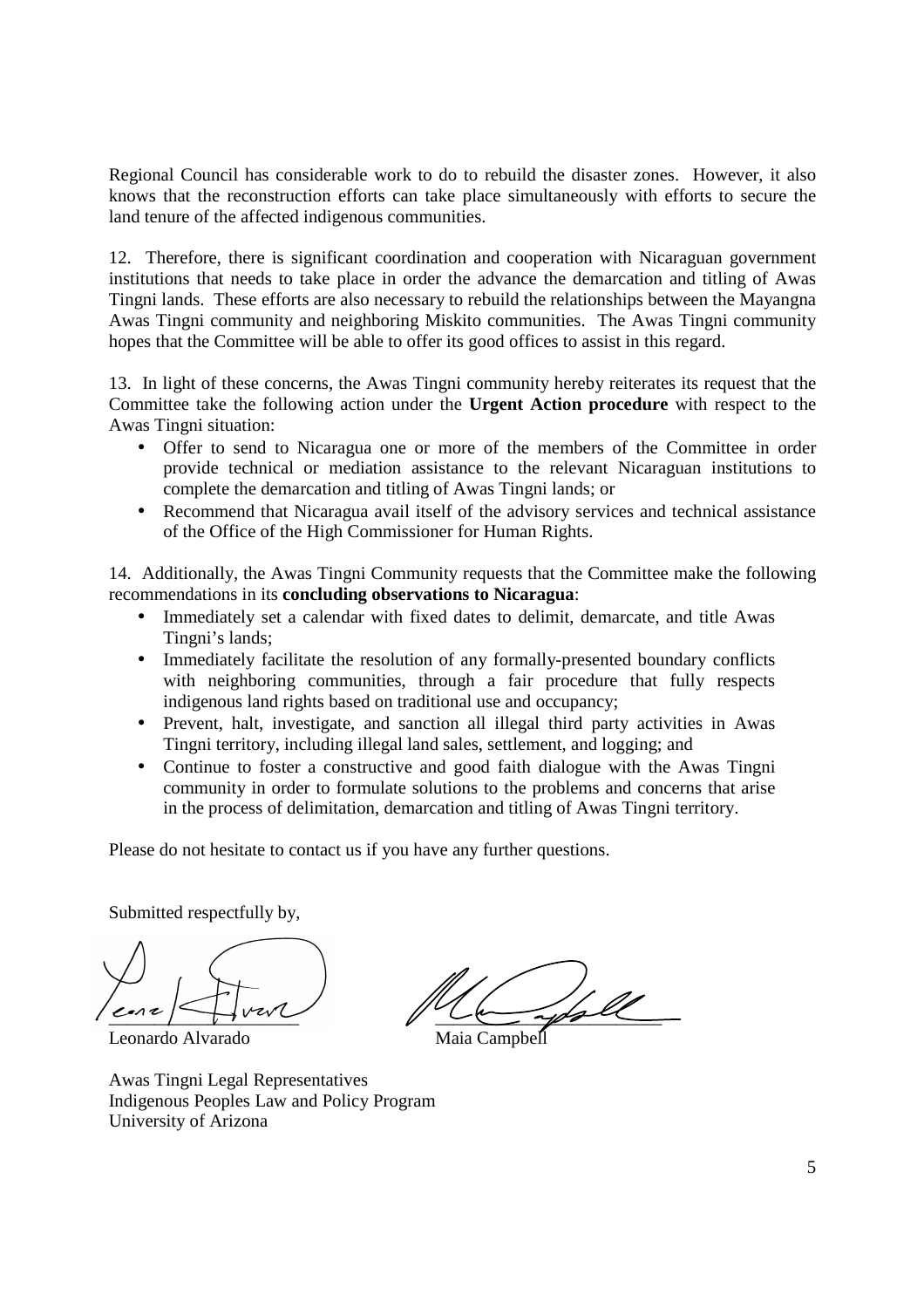Regional Council has considerable work to do to rebuild the disaster zones. However, it also knows that the reconstruction efforts can take place simultaneously with efforts to secure the land tenure of the affected indigenous communities.

12. Therefore, there is significant coordination and cooperation with Nicaraguan government institutions that needs to take place in order the advance the demarcation and titling of Awas Tingni lands. These efforts are also necessary to rebuild the relationships between the Mayangna Awas Tingni community and neighboring Miskito communities. The Awas Tingni community hopes that the Committee will be able to offer its good offices to assist in this regard.

13. In light of these concerns, the Awas Tingni community hereby reiterates its request that the Committee take the following action under the **Urgent Action procedure** with respect to the Awas Tingni situation:

- Offer to send to Nicaragua one or more of the members of the Committee in order provide technical or mediation assistance to the relevant Nicaraguan institutions to complete the demarcation and titling of Awas Tingni lands; or
- Recommend that Nicaragua avail itself of the advisory services and technical assistance of the Office of the High Commissioner for Human Rights.

14. Additionally, the Awas Tingni Community requests that the Committee make the following recommendations in its **concluding observations to Nicaragua**:

- Immediately set a calendar with fixed dates to delimit, demarcate, and title Awas Tingni's lands;
- Immediately facilitate the resolution of any formally-presented boundary conflicts with neighboring communities, through a fair procedure that fully respects indigenous land rights based on traditional use and occupancy;
- Prevent, halt, investigate, and sanction all illegal third party activities in Awas Tingni territory, including illegal land sales, settlement, and logging; and
- Continue to foster a constructive and good faith dialogue with the Awas Tingni community in order to formulate solutions to the problems and concerns that arise in the process of delimitation, demarcation and titling of Awas Tingni territory.

Please do not hesitate to contact us if you have any further questions.

Submitted respectfully by,

Leonardo Alvarado    Maia Campbell

Awas Tingni Legal Representatives
Indigenous Peoples Law and Policy Program
University of Arizona